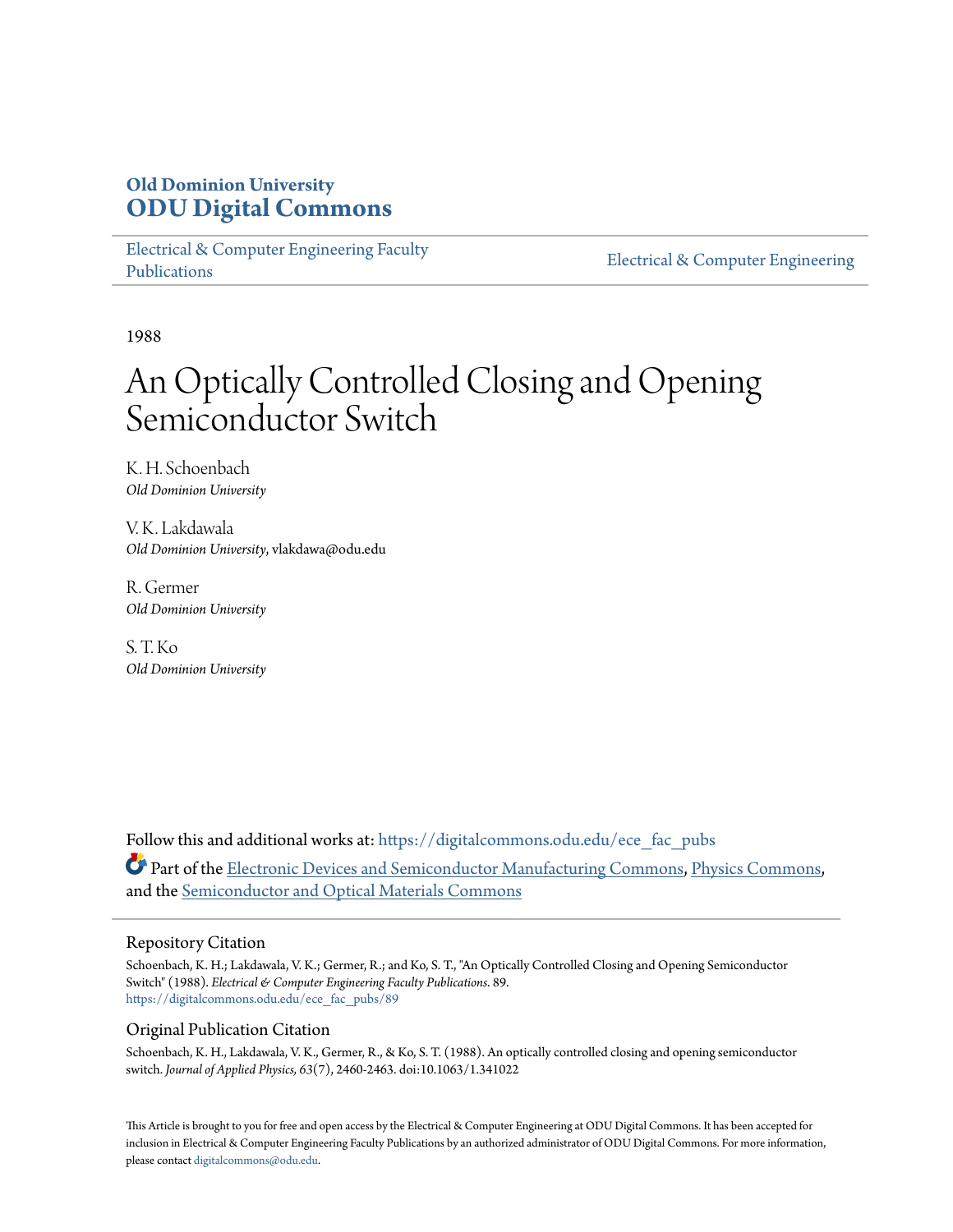**Old Dominion University**
**ODU Digital Commons**

Electrical & Computer Engineering Faculty Publications

Electrical & Computer Engineering

1988

# An Optically Controlled Closing and Opening Semiconductor Switch

K. H. Schoenbach
*Old Dominion University*

V. K. Lakdawala
*Old Dominion University*, vlakdawa@odu.edu

R. Germer
*Old Dominion University*

S. T. Ko
*Old Dominion University*

Follow this and additional works at: https://digitalcommons.odu.edu/ece_fac_pubs

Part of the Electronic Devices and Semiconductor Manufacturing Commons, Physics Commons, and the Semiconductor and Optical Materials Commons

## Repository Citation

Schoenbach, K. H.; Lakdawala, V. K.; Germer, R.; and Ko, S. T., "An Optically Controlled Closing and Opening Semiconductor Switch" (1988). *Electrical & Computer Engineering Faculty Publications*. 89.
https://digitalcommons.odu.edu/ece_fac_pubs/89

## Original Publication Citation

Schoenbach, K. H., Lakdawala, V. K., Germer, R., & Ko, S. T. (1988). An optically controlled closing and opening semiconductor switch. *Journal of Applied Physics, 63*(7), 2460-2463. doi:10.1063/1.341022

This Article is brought to you for free and open access by the Electrical & Computer Engineering at ODU Digital Commons. It has been accepted for inclusion in Electrical & Computer Engineering Faculty Publications by an authorized administrator of ODU Digital Commons. For more information, please contact digitalcommons@odu.edu.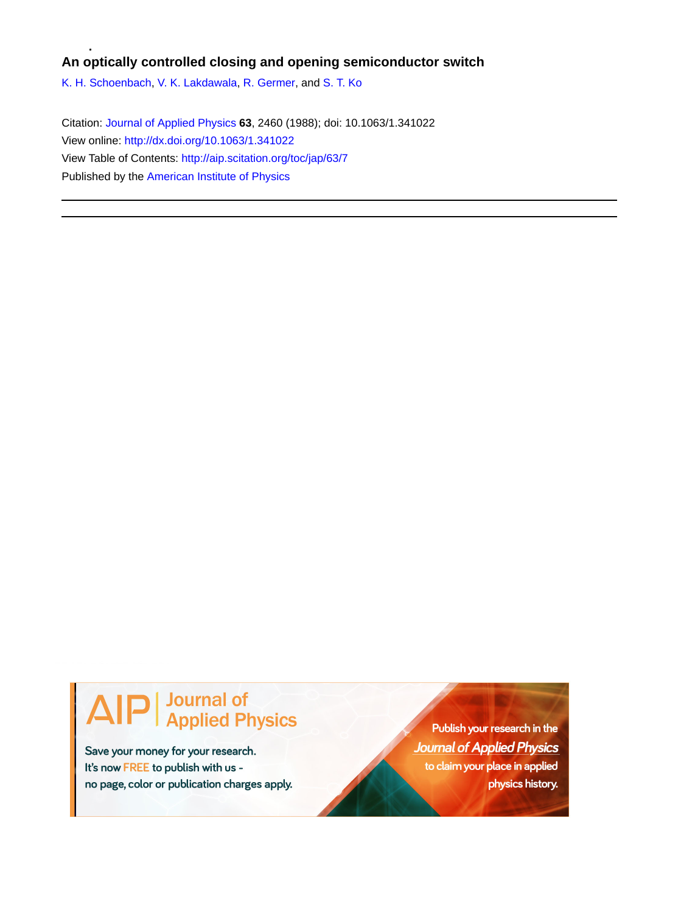**An optically controlled closing and opening semiconductor switch**

K. H. Schoenbach, V. K. Lakdawala, R. Germer, and S. T. Ko

Citation: Journal of Applied Physics **63**, 2460 (1988); doi: 10.1063/1.341022

View online: http://dx.doi.org/10.1063/1.341022

View Table of Contents: http://aip.scitation.org/toc/jap/63/7

Published by the American Institute of Physics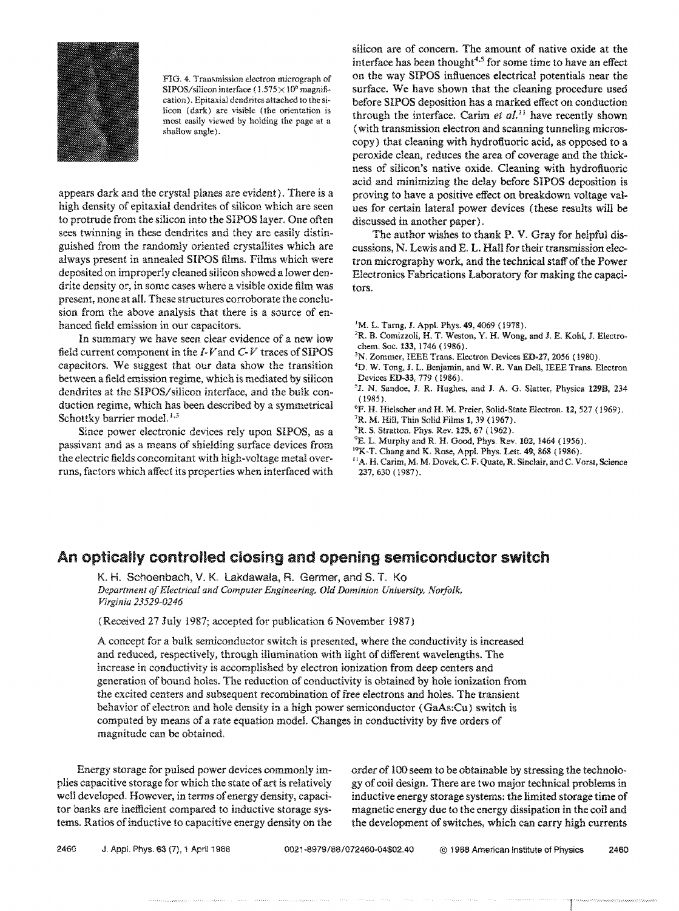FIG. 4. Transmission electron micrograph of SIPOS/silicon interface ($1.575\times10^6$ magnification). Epitaxial dendrites attached to the silicon (dark) are visible (the orientation is most easily viewed by holding the page at a shallow angle).

appears dark and the crystal planes are evident). There is a high density of epitaxial dendrites of silicon which are seen to protrude from the silicon into the SIPOS layer. One often sees twinning in these dendrites and they are easily distinguished from the randomly oriented crystallites which are always present in annealed SIPOS films. Films which were deposited on improperly cleaned silicon showed a lower dendrite density or, in some cases where a visible oxide film was present, none at all. These structures corroborate the conclusion from the above analysis that there is a source of enhanced field emission in our capacitors.

In summary we have seen clear evidence of a new low field current component in the *I-V* and *C-V* traces of SIPOS capacitors. We suggest that our data show the transition between a field emission regime, which is mediated by silicon dendrites at the SIPOS/silicon interface, and the bulk conduction regime, which has been described by a symmetrical Schottky barrier model.[1,3]

Since power electronic devices rely upon SIPOS, as a passivant and as a means of shielding surface devices from the electric fields concomitant with high-voltage metal overruns, factors which affect its properties when interfaced with silicon are of concern. The amount of native oxide at the interface has been thought[4,5] for some time to have an effect on the way SIPOS influences electrical potentials near the surface. We have shown that the cleaning procedure used before SIPOS deposition has a marked effect on conduction through the interface. Carim *et al.*[11] have recently shown (with transmission electron and scanning tunneling microscopy) that cleaning with hydrofluoric acid, as opposed to a peroxide clean, reduces the area of coverage and the thickness of silicon's native oxide. Cleaning with hydrofluoric acid and minimizing the delay before SIPOS deposition is proving to have a positive effect on breakdown voltage values for certain lateral power devices (these results will be discussed in another paper).

The author wishes to thank P. V. Gray for helpful discussions, N. Lewis and E. L. Hall for their transmission electron micrography work, and the technical staff of the Power Electronics Fabrications Laboratory for making the capacitors.

[1] M. L. Tarng, J. Appl. Phys. **49**, 4069 (1978).
[2] R. B. Comizzoli, H. T. Weston, Y. H. Wong, and J. E. Kohl, J. Electrochem. Soc. **133**, 1746 (1986).
[3] N. Zommer, IEEE Trans. Electron Devices **ED-27**, 2056 (1980).
[4] D. W. Tong, J. L. Benjamin, and W. R. Van Dell, IEEE Trans. Electron Devices **ED-33**, 779 (1986).
[5] J. N. Sandoe, J. R. Hughes, and J. A. G. Slatter, Physica **129B**, 234 (1985).
[6] F. H. Hielscher and H. M. Preier, Solid-State Electron. **12**, 527 (1969).
[7] R. M. Hill, Thin Solid Films **1**, 39 (1967).
[8] R. S. Stratton, Phys. Rev. **125**, 67 (1962).
[9] E. L. Murphy and R. H. Good, Phys. Rev. **102**, 1464 (1956).
[10] K-T. Chang and K. Rose, Appl. Phys. Lett. **49**, 868 (1986).
[11] A. H. Carim, M. M. Dovek, C. F. Quate, R. Sinclair, and C. Vorst, Science **237**, 630 (1987).

# An optically controlled closing and opening semiconductor switch

K. H. Schoenbach, V. K. Lakdawala, R. Germer, and S. T. Ko

*Department of Electrical and Computer Engineering, Old Dominion University, Norfolk, Virginia 23529-0246*

(Received 27 July 1987; accepted for publication 6 November 1987)

A concept for a bulk semiconductor switch is presented, where the conductivity is increased and reduced, respectively, through illumination with light of different wavelengths. The increase in conductivity is accomplished by electron ionization from deep centers and generation of bound holes. The reduction of conductivity is obtained by hole ionization from the excited centers and subsequent recombination of free electrons and holes. The transient behavior of electron and hole density in a high power semiconductor (GaAs:Cu) switch is computed by means of a rate equation model. Changes in conductivity by five orders of magnitude can be obtained.

Energy storage for pulsed power devices commonly implies capacitive storage for which the state of art is relatively well developed. However, in terms of energy density, capacitor banks are inefficient compared to inductive storage systems. Ratios of inductive to capacitive energy density on the order of 100 seem to be obtainable by stressing the technology of coil design. There are two major technical problems in inductive energy storage systems: the limited storage time of magnetic energy due to the energy dissipation in the coil and the development of switches, which can carry high currents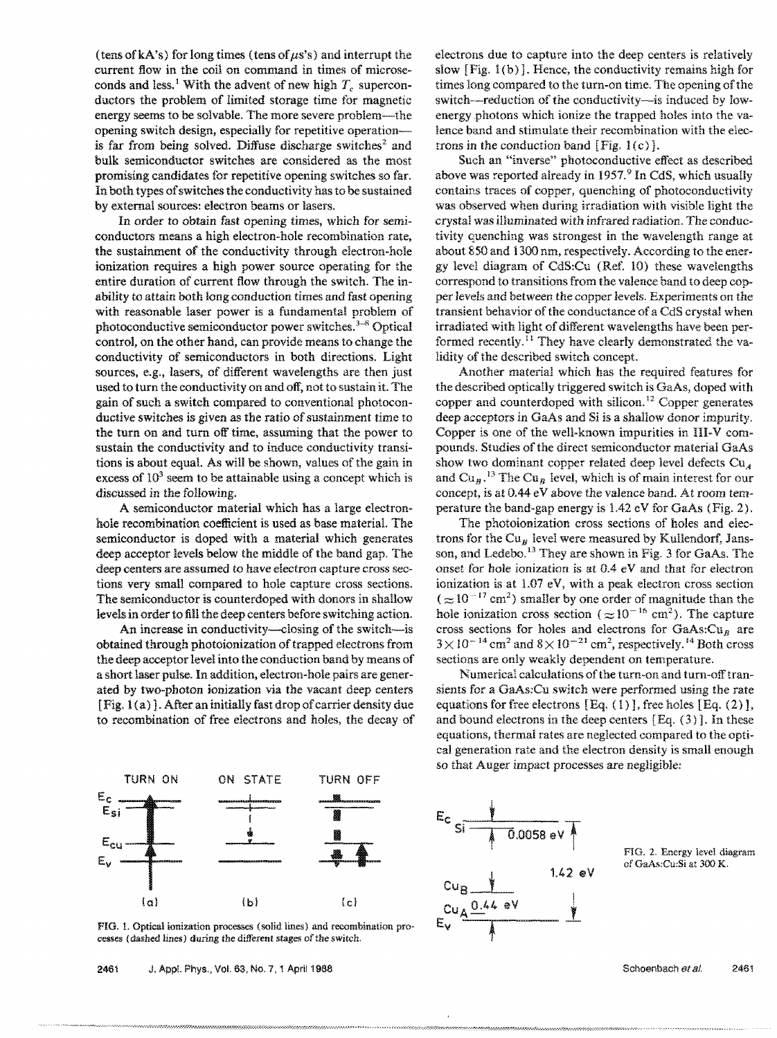(tens of kA's) for long times (tens of $\mu$s's) and interrupt the current flow in the coil on command in times of microseconds and less.[1] With the advent of new high $T_c$ superconductors the problem of limited storage time for magnetic energy seems to be solvable. The more severe problem—the opening switch design, especially for repetitive operation—is far from being solved. Diffuse discharge switches[2] and bulk semiconductor switches are considered as the most promising candidates for repetitive opening switches so far. In both types of switches the conductivity has to be sustained by external sources: electron beams or lasers.

In order to obtain fast opening times, which for semiconductors means a high electron-hole recombination rate, the sustainment of the conductivity through electron-hole ionization requires a high power source operating for the entire duration of current flow through the switch. The inability to attain both long conduction times and fast opening with reasonable laser power is a fundamental problem of photoconductive semiconductor power switches.[3-8] Optical control, on the other hand, can provide means to change the conductivity of semiconductors in both directions. Light sources, e.g., lasers, of different wavelengths are then just used to turn the conductivity on and off, not to sustain it. The gain of such a switch compared to conventional photoconductive switches is given as the ratio of sustainment time to the turn on and turn off time, assuming that the power to sustain the conductivity and to induce conductivity transitions is about equal. As will be shown, values of the gain in excess of $10^3$ seem to be attainable using a concept which is discussed in the following.

A semiconductor material which has a large electron-hole recombination coefficient is used as base material. The semiconductor is doped with a material which generates deep acceptor levels below the middle of the band gap. The deep centers are assumed to have electron capture cross sections very small compared to hole capture cross sections. The semiconductor is counterdoped with donors in shallow levels in order to fill the deep centers before switching action.

An increase in conductivity—closing of the switch—is obtained through photoionization of trapped electrons from the deep acceptor level into the conduction band by means of a short laser pulse. In addition, electron-hole pairs are generated by two-photon ionization via the vacant deep centers [Fig. 1(a)]. After an initially fast drop of carrier density due to recombination of free electrons and holes, the decay of electrons due to capture into the deep centers is relatively slow [Fig. 1(b)]. Hence, the conductivity remains high for times long compared to the turn-on time. The opening of the switch—reduction of the conductivity—is induced by low-energy photons which ionize the trapped holes into the valence band and stimulate their recombination with the electrons in the conduction band [Fig. 1(c)].

TURN ON

ON STATE

TURN OFF

$E_C$

$E_{Si}$

$E_{Cu}$

$E_V$

(a)

(b)

(c)

FIG. 1. Optical ionization processes (solid lines) and recombination processes (dashed lines) during the different stages of the switch.

Such an "inverse" photoconductive effect as described above was reported already in 1957.[9] In CdS, which usually contains traces of copper, quenching of photoconductivity was observed when during irradiation with visible light the crystal was illuminated with infrared radiation. The conductivity quenching was strongest in the wavelength range at about 850 and 1300 nm, respectively. According to the energy level diagram of CdS:Cu (Ref. 10) these wavelengths correspond to transitions from the valence band to deep copper levels and between the copper levels. Experiments on the transient behavior of the conductance of a CdS crystal when irradiated with light of different wavelengths have been performed recently.[11] They have clearly demonstrated the validity of the described switch concept.

Another material which has the required features for the described optically triggered switch is GaAs, doped with copper and counterdoped with silicon.[12] Copper generates deep acceptors in GaAs and Si is a shallow donor impurity. Copper is one of the well-known impurities in III-V compounds. Studies of the direct semiconductor material GaAs show two dominant copper related deep level defects $Cu_A$ and $Cu_B$.[13] The $Cu_B$ level, which is of main interest for our concept, is at 0.44 eV above the valence band. At room temperature the band-gap energy is 1.42 eV for GaAs (Fig. 2).

The photoionization cross sections of holes and electrons for the $Cu_B$ level were measured by Kullendorf, Jansson, and Ledebo.[13] They are shown in Fig. 3 for GaAs. The onset for hole ionization is at 0.4 eV and that for electron ionization is at 1.07 eV, with a peak electron cross section ($\approx 10^{-17}$ cm$^2$) smaller by one order of magnitude than the hole ionization cross section ($\approx 10^{-16}$ cm$^2$). The capture cross sections for holes and electrons for GaAs:$Cu_B$ are $3\times10^{-14}$ cm$^2$ and $8\times10^{-21}$ cm$^2$, respectively.[14] Both cross sections are only weakly dependent on temperature.

Numerical calculations of the turn-on and turn-off transients for a GaAs:Cu switch were performed using the rate equations for free electrons [Eq. (1)], free holes [Eq. (2)], and bound electrons in the deep centers [Eq. (3)]. In these equations, thermal rates are neglected compared to the optical generation rate and the electron density is small enough so that Auger impact processes are negligible:

$E_C$

Si

0.0058 eV

1.42 eV

$Cu_B$

$Cu_A$ 0.44 eV

$E_V$

FIG. 2. Energy level diagram of GaAs:Cu:Si at 300 K.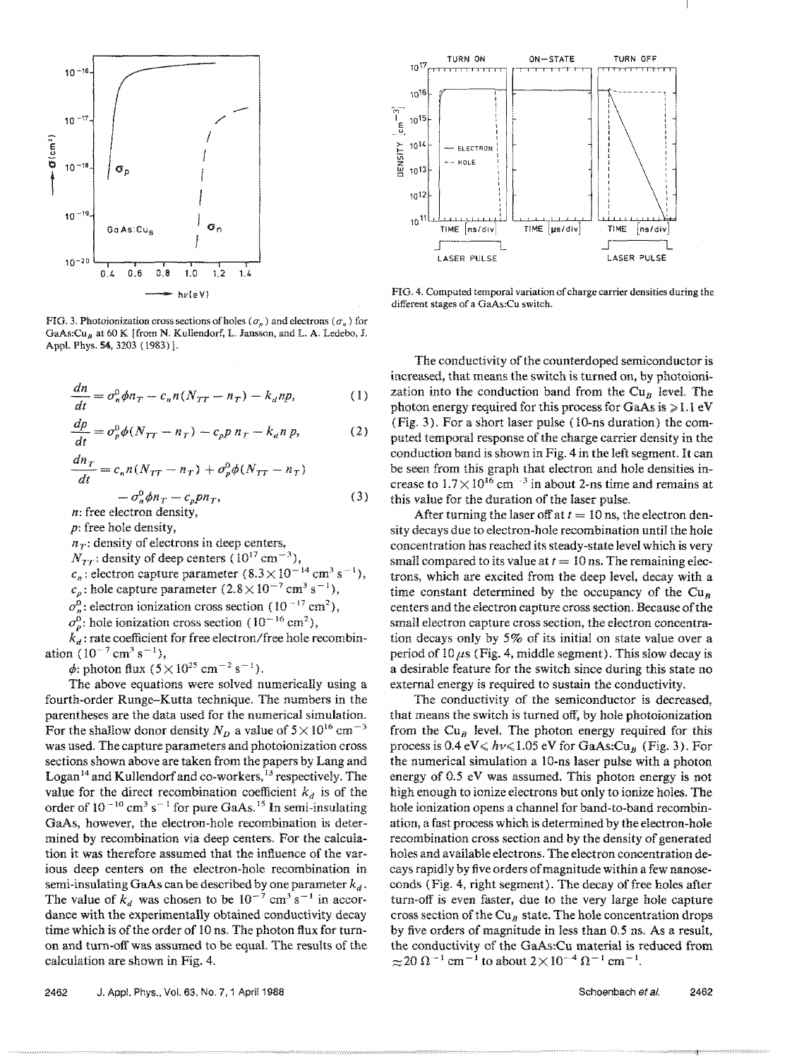FIG. 3. Photoionization cross sections of holes ($\sigma_p$) and electrons ($\sigma_n$) for GaAs:$Cu_B$ at 60 K [from N. Kullendorf, L. Jansson, and L. A. Ledebo, J. Appl. Phys. **54**, 3203 (1983)].

$$\frac{dn}{dt} = \sigma_n^0 \phi n_T - c_n n (N_{TT} - n_T) - k_d np, \tag{1}$$

$$\frac{dp}{dt} = \sigma_p^0 \phi (N_{TT} - n_T) - c_p p\, n_T - k_d n\, p, \tag{2}$$

$$\frac{dn_T}{dt} = c_n n (N_{TT} - n_T) + \sigma_p^0 \phi (N_{TT} - n_T) - \sigma_n^0 \phi n_T - c_p p n_T, \tag{3}$$

$n$: free electron density,

$p$: free hole density,

$n_T$: density of electrons in deep centers,

$N_{TT}$: density of deep centers ($10^{17}$ cm$^{-3}$),

$c_n$: electron capture parameter ($8.3 \times 10^{-14}$ cm$^3$ s$^{-1}$),

$c_p$: hole capture parameter ($2.8 \times 10^{-7}$ cm$^3$ s$^{-1}$),

$\sigma_n^0$: electron ionization cross section ($10^{-17}$ cm$^2$),

$\sigma_p^0$: hole ionization cross section ($10^{-16}$ cm$^2$),

$k_d$: rate coefficient for free electron/free hole recombination ($10^{-7}$ cm$^3$ s$^{-1}$),

$\phi$: photon flux ($5 \times 10^{25}$ cm$^{-2}$ s$^{-1}$).

The above equations were solved numerically using a fourth-order Runge–Kutta technique. The numbers in the parentheses are the data used for the numerical simulation. For the shallow donor density $N_D$ a value of $5 \times 10^{16}$ cm$^{-3}$ was used. The capture parameters and photoionization cross sections shown above are taken from the papers by Lang and Logan[14] and Kullendorf and co-workers,[13] respectively. The value for the direct recombination coefficient $k_d$ is of the order of $10^{-10}$ cm$^3$ s$^{-1}$ for pure GaAs.[15] In semi-insulating GaAs, however, the electron-hole recombination is determined by recombination via deep centers. For the calculation it was therefore assumed that the influence of the various deep centers on the electron-hole recombination in semi-insulating GaAs can be described by one parameter $k_d$. The value of $k_d$ was chosen to be $10^{-7}$ cm$^3$ s$^{-1}$ in accordance with the experimentally obtained conductivity decay time which is of the order of 10 ns. The photon flux for turn-on and turn-off was assumed to be equal. The results of the calculation are shown in Fig. 4.

FIG. 4. Computed temporal variation of charge carrier densities during the different stages of a GaAs:Cu switch.

The conductivity of the counterdoped semiconductor is increased, that means the switch is turned on, by photoionization into the conduction band from the $Cu_B$ level. The photon energy required for this process for GaAs is $\geqslant 1.1$ eV (Fig. 3). For a short laser pulse (10-ns duration) the computed temporal response of the charge carrier density in the conduction band is shown in Fig. 4 in the left segment. It can be seen from this graph that electron and hole densities increase to $1.7 \times 10^{16}$ cm$^{-3}$ in about 2-ns time and remains at this value for the duration of the laser pulse.

After turning the laser off at $t = 10$ ns, the electron density decays due to electron-hole recombination until the hole concentration has reached its steady-state level which is very small compared to its value at $t = 10$ ns. The remaining electrons, which are excited from the deep level, decay with a time constant determined by the occupancy of the $Cu_B$ centers and the electron capture cross section. Because of the small electron capture cross section, the electron concentration decays only by 5% of its initial on state value over a period of 10 $\mu$s (Fig. 4, middle segment). This slow decay is a desirable feature for the switch since during this state no external energy is required to sustain the conductivity.

The conductivity of the semiconductor is decreased, that means the switch is turned off, by hole photoionization from the $Cu_B$ level. The photon energy required for this process is $0.4 \text{ eV} \leqslant h\nu \leqslant 1.05$ eV for GaAs:$Cu_B$ (Fig. 3). For the numerical simulation a 10-ns laser pulse with a photon energy of 0.5 eV was assumed. This photon energy is not high enough to ionize electrons but only to ionize holes. The hole ionization opens a channel for band-to-band recombination, a fast process which is determined by the electron-hole recombination cross section and by the density of generated holes and available electrons. The electron concentration decays rapidly by five orders of magnitude within a few nanoseconds (Fig. 4, right segment). The decay of free holes after turn-off is even faster, due to the very large hole capture cross section of the $Cu_B$ state. The hole concentration drops by five orders of magnitude in less than 0.5 ns. As a result, the conductivity of the GaAs:Cu material is reduced from $\approx 20\ \Omega^{-1}$ cm$^{-1}$ to about $2 \times 10^{-4}\ \Omega^{-1}$ cm$^{-1}$.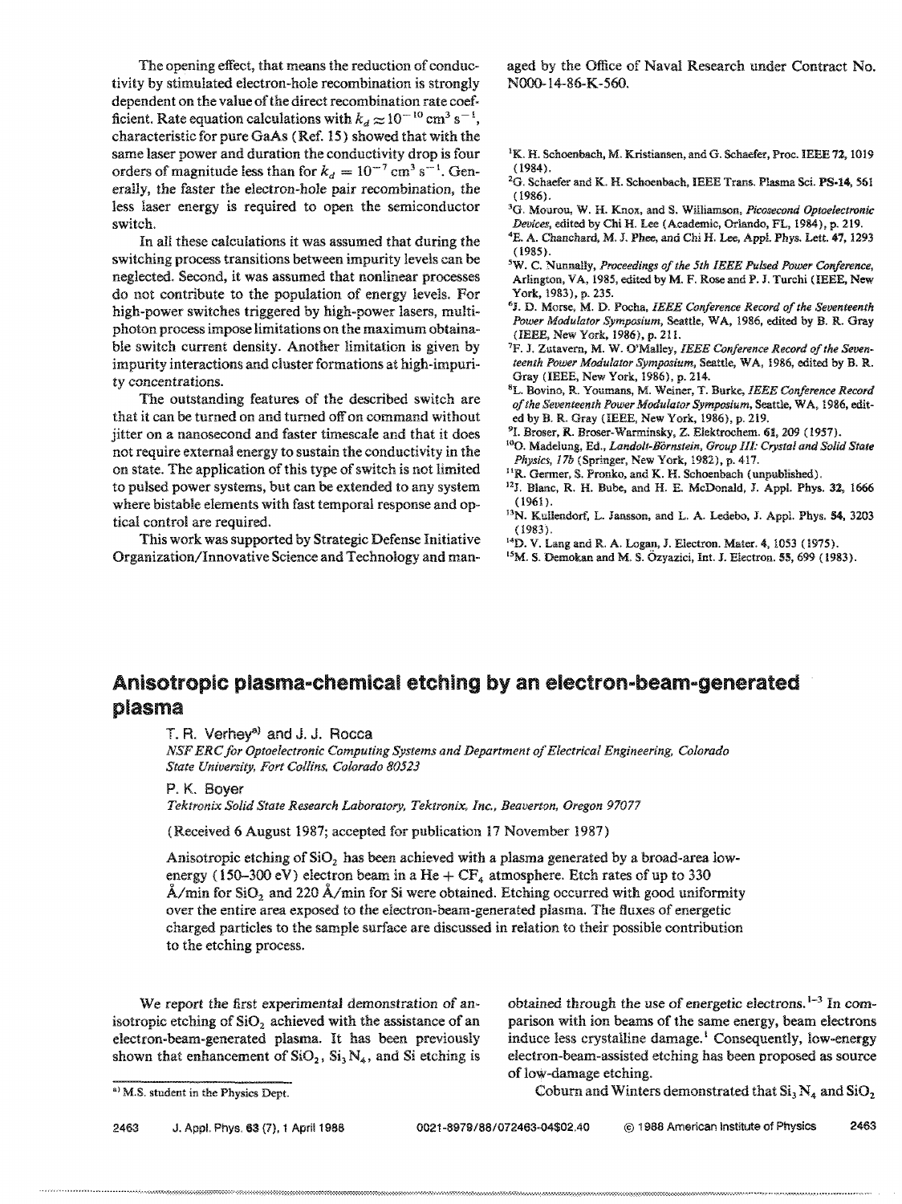The opening effect, that means the reduction of conductivity by stimulated electron-hole recombination is strongly dependent on the value of the direct recombination rate coefficient. Rate equation calculations with $k_d \approx 10^{-10}$ cm$^3$ s$^{-1}$, characteristic for pure GaAs (Ref. 15) showed that with the same laser power and duration the conductivity drop is four orders of magnitude less than for $k_d = 10^{-7}$ cm$^3$ s$^{-1}$. Generally, the faster the electron-hole pair recombination, the less laser energy is required to open the semiconductor switch.

In all these calculations it was assumed that during the switching process transitions between impurity levels can be neglected. Second, it was assumed that nonlinear processes do not contribute to the population of energy levels. For high-power switches triggered by high-power lasers, multiphoton process impose limitations on the maximum obtainable switch current density. Another limitation is given by impurity interactions and cluster formations at high-impurity concentrations.

The outstanding features of the described switch are that it can be turned on and turned off on command without jitter on a nanosecond and faster timescale and that it does not require external energy to sustain the conductivity in the on state. The application of this type of switch is not limited to pulsed power systems, but can be extended to any system where bistable elements with fast temporal response and optical control are required.

This work was supported by Strategic Defense Initiative Organization/Innovative Science and Technology and managed by the Office of Naval Research under Contract No. N000-14-86-K-560.

[1] K. H. Schoenbach, M. Kristiansen, and G. Schaefer, Proc. IEEE **72**, 1019 (1984).
[2] G. Schaefer and K. H. Schoenbach, IEEE Trans. Plasma Sci. **PS-14**, 561 (1986).
[3] G. Mourou, W. H. Knox, and S. Williamson, *Picosecond Optoelectronic Devices*, edited by Chi H. Lee (Academic, Orlando, FL, 1984), p. 219.
[4] E. A. Chanchard, M. J. Phee, and Chi H. Lee, Appl. Phys. Lett. **47**, 1293 (1985).
[5] W. C. Nunnally, *Proceedings of the 5th IEEE Pulsed Power Conference*, Arlington, VA, 1985, edited by M. F. Rose and P. J. Turchi (IEEE, New York, 1983), p. 235.
[6] J. D. Morse, M. D. Pocha, *IEEE Conference Record of the Seventeenth Power Modulator Symposium*, Seattle, WA, 1986, edited by B. R. Gray (IEEE, New York, 1986), p. 211.
[7] F. J. Zutavern, M. W. O'Malley, *IEEE Conference Record of the Seventeenth Power Modulator Symposium*, Seattle, WA, 1986, edited by B. R. Gray (IEEE, New York, 1986), p. 214.
[8] L. Bovino, R. Youmans, M. Weiner, T. Burke, *IEEE Conference Record of the Seventeenth Power Modulator Symposium*, Seattle, WA, 1986, edited by B. R. Gray (IEEE, New York, 1986), p. 219.
[9] I. Broser, R. Broser-Warminsky, Z. Elektrochem. **61**, 209 (1957).
[10] O. Madelung, Ed., *Landolt-Börnstein, Group III: Crystal and Solid State Physics, 17b* (Springer, New York, 1982), p. 417.
[11] R. Germer, S. Pronko, and K. H. Schoenbach (unpublished).
[12] J. Blanc, R. H. Bube, and H. E. McDonald, J. Appl. Phys. **32**, 1666 (1961).
[13] N. Kullendorf, L. Jansson, and L. A. Ledebo, J. Appl. Phys. **54**, 3203 (1983).
[14] D. V. Lang and R. A. Logan, J. Electron. Mater. **4**, 1053 (1975).
[15] M. S. Demokan and M. S. Özyazici, Int. J. Electron. **55**, 699 (1983).

# Anisotropic plasma-chemical etching by an electron-beam-generated plasma

T. R. Verhey[a] and J. J. Rocca
*NSF ERC for Optoelectronic Computing Systems and Department of Electrical Engineering, Colorado State University, Fort Collins, Colorado 80523*

P. K. Boyer
*Tektronix Solid State Research Laboratory, Tektronix, Inc., Beaverton, Oregon 97077*

(Received 6 August 1987; accepted for publication 17 November 1987)

Anisotropic etching of $SiO_2$ has been achieved with a plasma generated by a broad-area low-energy (150–300 eV) electron beam in a He + $CF_4$ atmosphere. Etch rates of up to 330 Å/min for $SiO_2$ and 220 Å/min for Si were obtained. Etching occurred with good uniformity over the entire area exposed to the electron-beam-generated plasma. The fluxes of energetic charged particles to the sample surface are discussed in relation to their possible contribution to the etching process.

We report the first experimental demonstration of anisotropic etching of $SiO_2$ achieved with the assistance of an electron-beam-generated plasma. It has been previously shown that enhancement of $SiO_2$, $Si_3N_4$, and Si etching is obtained through the use of energetic electrons.[1–3] In comparison with ion beams of the same energy, beam electrons induce less crystalline damage.[1] Consequently, low-energy electron-beam-assisted etching has been proposed as source of low-damage etching.

Coburn and Winters demonstrated that $Si_3N_4$ and $SiO_2$

[a] M.S. student in the Physics Dept.